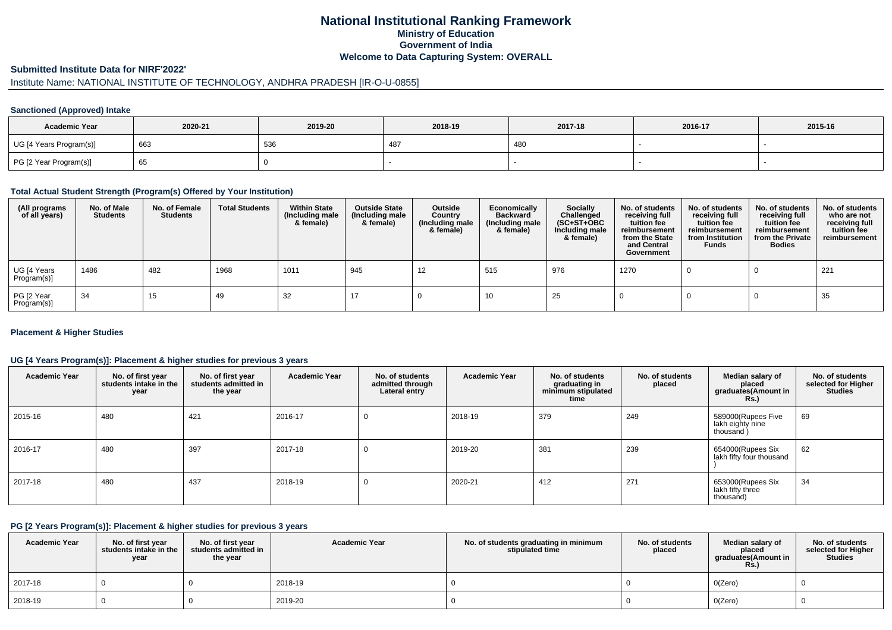# National Institutional Ranking Framework

**Ministry of Education**

**Government of India**

**Welcome to Data Capturing System: OVERALL**

## Submitted Institute Data for NIRF'2022'

Institute Name: NATIONAL INSTITUTE OF TECHNOLOGY, ANDHRA PRADESH [IR-O-U-0855]

### Sanctioned (Approved) Intake

| Academic Year | 2020-21 | 2019-20 | 2018-19 | 2017-18 | 2016-17 | 2015-16 |
|---|---|---|---|---|---|---|
| UG [4 Years Program(s)] | 663 | 536 | 487 | 480 | - | - |
| PG [2 Year Program(s)] | 65 | 0 | - | - | - | - |

### Total Actual Student Strength (Program(s) Offered by Your Institution)

| (All programs of all years) | No. of Male Students | No. of Female Students | Total Students | Within State (Including male & female) | Outside State (Including male & female) | Outside Country (Including male & female) | Economically Backward (Including male & female) | Socially Challenged (SC+ST+OBC Including male & female) | No. of students receiving full tuition fee reimbursement from the State and Central Government | No. of students receiving full tuition fee reimbursement from Institution Funds | No. of students receiving full tuition fee reimbursement from the Private Bodies | No. of students who are not receiving full tuition fee reimbursement |
|---|---|---|---|---|---|---|---|---|---|---|---|---|
| UG [4 Years Program(s)] | 1486 | 482 | 1968 | 1011 | 945 | 12 | 515 | 976 | 1270 | 0 | 0 | 221 |
| PG [2 Year Program(s)] | 34 | 15 | 49 | 32 | 17 | 0 | 10 | 25 | 0 | 0 | 0 | 35 |

### Placement & Higher Studies

#### UG [4 Years Program(s)]: Placement & higher studies for previous 3 years

| Academic Year | No. of first year students intake in the year | No. of first year students admitted in the year | Academic Year | No. of students admitted through Lateral entry | Academic Year | No. of students graduating in minimum stipulated time | No. of students placed | Median salary of placed graduates(Amount in Rs.) | No. of students selected for Higher Studies |
|---|---|---|---|---|---|---|---|---|---|
| 2015-16 | 480 | 421 | 2016-17 | 0 | 2018-19 | 379 | 249 | 589000(Rupees Five lakh eighty nine thousand ) | 69 |
| 2016-17 | 480 | 397 | 2017-18 | 0 | 2019-20 | 381 | 239 | 654000(Rupees Six lakh fifty four thousand ) | 62 |
| 2017-18 | 480 | 437 | 2018-19 | 0 | 2020-21 | 412 | 271 | 653000(Rupees Six lakh fifty three thousand) | 34 |

#### PG [2 Years Program(s)]: Placement & higher studies for previous 3 years

| Academic Year | No. of first year students intake in the year | No. of first year students admitted in the year | Academic Year | No. of students graduating in minimum stipulated time | No. of students placed | Median salary of placed graduates(Amount in Rs.) | No. of students selected for Higher Studies |
|---|---|---|---|---|---|---|---|
| 2017-18 | 0 | 0 | 2018-19 | 0 | 0 | 0(Zero) | 0 |
| 2018-19 | 0 | 0 | 2019-20 | 0 | 0 | 0(Zero) | 0 |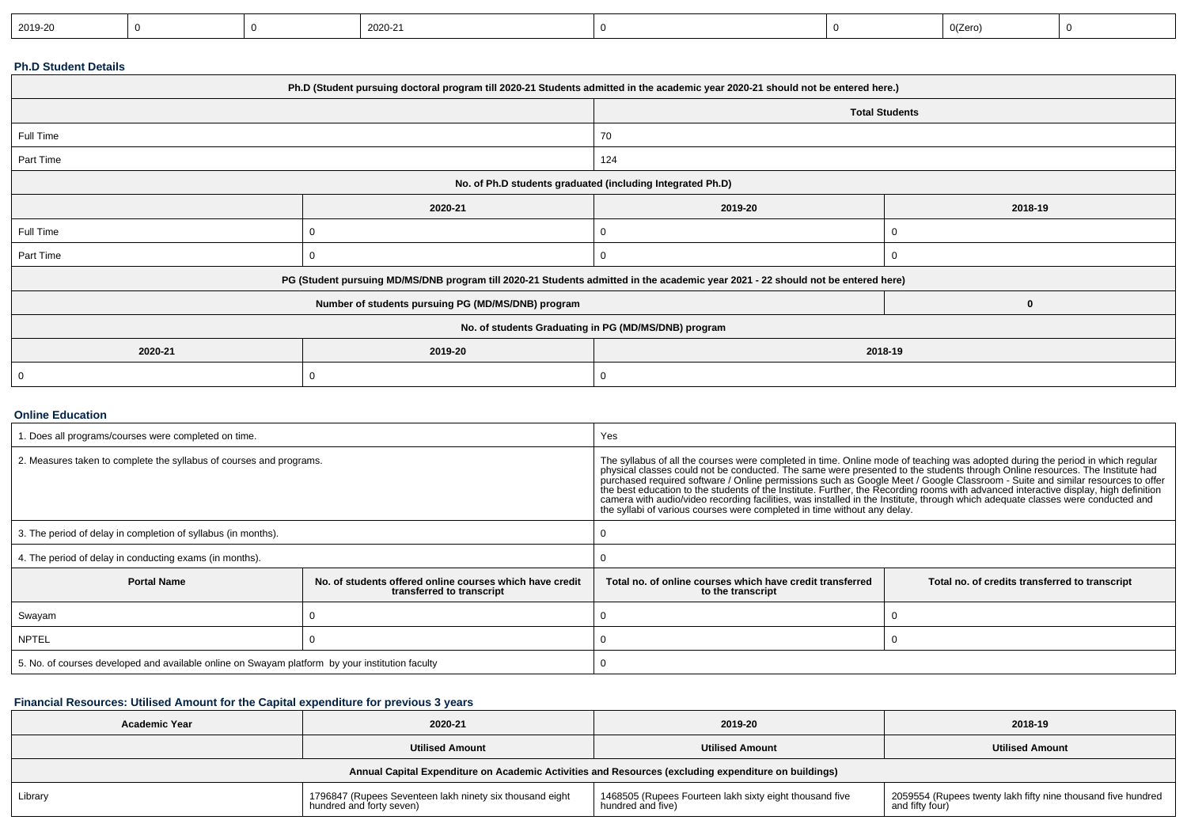| 2019-20 | 0 | 0 | 2020-21 | 0 | 0 | 0(Zero) | 0 |
|---|---|---|---|---|---|---|---|

### Ph.D Student Details

| Ph.D (Student pursuing doctoral program till 2020-21 Students admitted in the academic year 2020-21 should not be entered here.) | | | |
|---|---|---|---|
| | | Total Students | |
| Full Time | | 70 | |
| Part Time | | 124 | |
| No. of Ph.D students graduated (including Integrated Ph.D) | | | |
| | 2020-21 | 2019-20 | 2018-19 |
| Full Time | 0 | 0 | 0 |
| Part Time | 0 | 0 | 0 |
| PG (Student pursuing MD/MS/DNB program till 2020-21 Students admitted in the academic year 2021 - 22 should not be entered here) | | | |
| Number of students pursuing PG (MD/MS/DNB) program | | | 0 |
| No. of students Graduating in PG (MD/MS/DNB) program | | | |
| 2020-21 | 2019-20 | 2018-19 | |
| 0 | 0 | 0 | |

### Online Education

| 1. Does all programs/courses were completed on time. | | Yes | |
|---|---|---|---|
| 2. Measures taken to complete the syllabus of courses and programs. | | The syllabus of all the courses were completed in time. Online mode of teaching was adopted during the period in which regular physical classes could not be conducted. The same were presented to the students through Online resources. The Institute had purchased required software / Online permissions such as Google Meet / Google Classroom - Suite and similar resources to offer the best education to the students of the Institute. Further, the Recording rooms with advanced interactive display, high definition camera with audio/video recording facilities, was installed in the Institute, through which adequate classes were conducted and the syllabi of various courses were completed in time without any delay. | |
| 3. The period of delay in completion of syllabus (in months). | | 0 | |
| 4. The period of delay in conducting exams (in months). | | 0 | |
| **Portal Name** | **No. of students offered online courses which have credit transferred to transcript** | **Total no. of online courses which have credit transferred to the transcript** | **Total no. of credits transferred to transcript** |
| Swayam | 0 | 0 | 0 |
| NPTEL | 0 | 0 | 0 |
| 5. No. of courses developed and available online on Swayam platform by your institution faculty | | 0 | |

### Financial Resources: Utilised Amount for the Capital expenditure for previous 3 years

| Academic Year | 2020-21 | 2019-20 | 2018-19 |
|---|---|---|---|
| | Utilised Amount | Utilised Amount | Utilised Amount |
| Annual Capital Expenditure on Academic Activities and Resources (excluding expenditure on buildings) | | | |
| Library | 1796847 (Rupees Seventeen lakh ninety six thousand eight hundred and forty seven) | 1468505 (Rupees Fourteen lakh sixty eight thousand five hundred and five) | 2059554 (Rupees twenty lakh fifty nine thousand five hundred and fifty four) |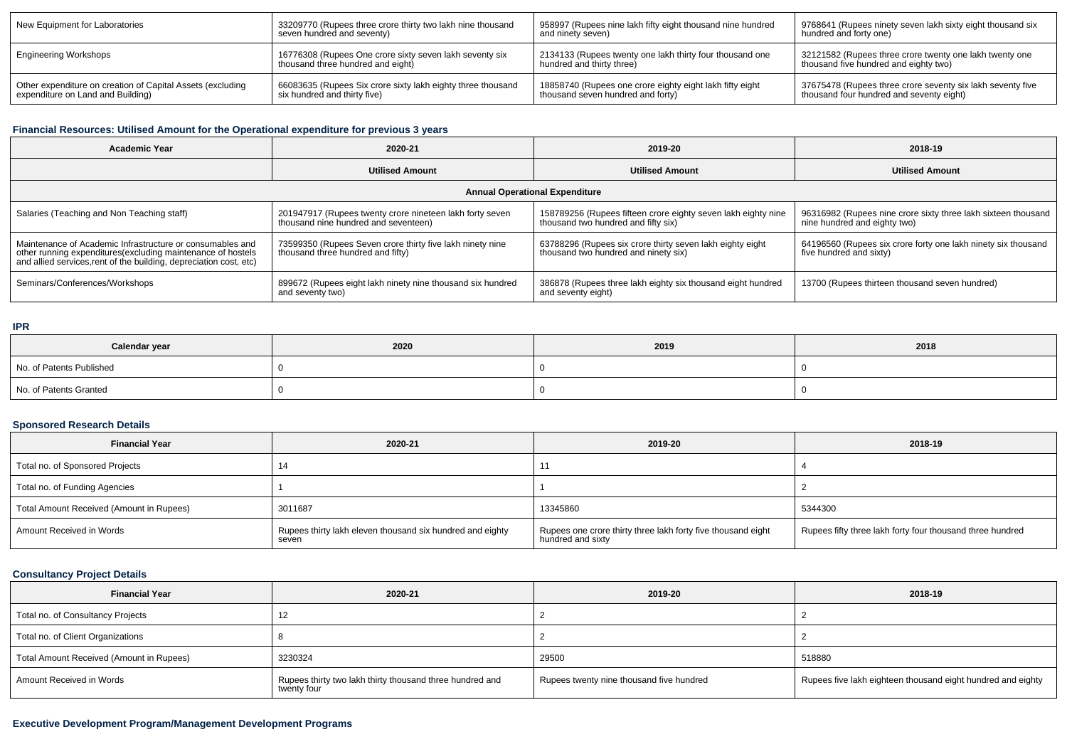| New Equipment for Laboratories | 33209770 (Rupees three crore thirty two lakh nine thousand seven hundred and seventy) | 958997 (Rupees nine lakh fifty eight thousand nine hundred and ninety seven) | 9768641 (Rupees ninety seven lakh sixty eight thousand six hundred and forty one) |
|---|---|---|---|
| Engineering Workshops | 16776308 (Rupees One crore sixty seven lakh seventy six thousand three hundred and eight) | 2134133 (Rupees twenty one lakh thirty four thousand one hundred and thirty three) | 32121582 (Rupees three crore twenty one lakh twenty one thousand five hundred and eighty two) |
| Other expenditure on creation of Capital Assets (excluding expenditure on Land and Building) | 66083635 (Rupees Six crore sixty lakh eighty three thousand six hundred and thirty five) | 18858740 (Rupees one crore eighty eight lakh fifty eight thousand seven hundred and forty) | 37675478 (Rupees three crore seventy six lakh seventy five thousand four hundred and seventy eight) |

### Financial Resources: Utilised Amount for the Operational expenditure for previous 3 years

| Academic Year | 2020-21 | 2019-20 | 2018-19 |
|---|---|---|---|
| | Utilised Amount | Utilised Amount | Utilised Amount |
| Annual Operational Expenditure | | | |
| Salaries (Teaching and Non Teaching staff) | 201947917 (Rupees twenty crore nineteen lakh forty seven thousand nine hundred and seventeen) | 158789256 (Rupees fifteen crore eighty seven lakh eighty nine thousand two hundred and fifty six) | 96316982 (Rupees nine crore sixty three lakh sixteen thousand nine hundred and eighty two) |
| Maintenance of Academic Infrastructure or consumables and other running expenditures(excluding maintenance of hostels and allied services,rent of the building, depreciation cost, etc) | 73599350 (Rupees Seven crore thirty five lakh ninety nine thousand three hundred and fifty) | 63788296 (Rupees six crore thirty seven lakh eighty eight thousand two hundred and ninety six) | 64196560 (Rupees six crore forty one lakh ninety six thousand five hundred and sixty) |
| Seminars/Conferences/Workshops | 899672 (Rupees eight lakh ninety nine thousand six hundred and seventy two) | 386878 (Rupees three lakh eighty six thousand eight hundred and seventy eight) | 13700 (Rupees thirteen thousand seven hundred) |

### IPR

| Calendar year | 2020 | 2019 | 2018 |
|---|---|---|---|
| No. of Patents Published | 0 | 0 | 0 |
| No. of Patents Granted | 0 | 0 | 0 |

### Sponsored Research Details

| Financial Year | 2020-21 | 2019-20 | 2018-19 |
|---|---|---|---|
| Total no. of Sponsored Projects | 14 | 11 | 4 |
| Total no. of Funding Agencies | 1 | 1 | 2 |
| Total Amount Received (Amount in Rupees) | 3011687 | 13345860 | 5344300 |
| Amount Received in Words | Rupees thirty lakh eleven thousand six hundred and eighty seven | Rupees one crore thirty three lakh forty five thousand eight hundred and sixty | Rupees fifty three lakh forty four thousand three hundred |

### Consultancy Project Details

| Financial Year | 2020-21 | 2019-20 | 2018-19 |
|---|---|---|---|
| Total no. of Consultancy Projects | 12 | 2 | 2 |
| Total no. of Client Organizations | 8 | 2 | 2 |
| Total Amount Received (Amount in Rupees) | 3230324 | 29500 | 518880 |
| Amount Received in Words | Rupees thirty two lakh thirty thousand three hundred and twenty four | Rupees twenty nine thousand five hundred | Rupees five lakh eighteen thousand eight hundred and eighty |

### Executive Development Program/Management Development Programs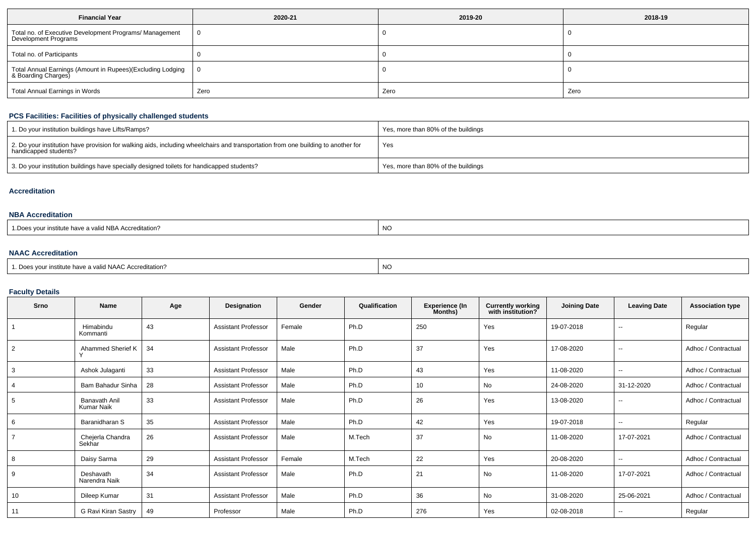| Financial Year | 2020-21 | 2019-20 | 2018-19 |
|---|---|---|---|
| Total no. of Executive Development Programs/ Management Development Programs | 0 | 0 | 0 |
| Total no. of Participants | 0 | 0 | 0 |
| Total Annual Earnings (Amount in Rupees)(Excluding Lodging & Boarding Charges) | 0 | 0 | 0 |
| Total Annual Earnings in Words | Zero | Zero | Zero |

## PCS Facilities: Facilities of physically challenged students

| | |
|---|---|
| 1. Do your institution buildings have Lifts/Ramps? | Yes, more than 80% of the buildings |
| 2. Do your institution have provision for walking aids, including wheelchairs and transportation from one building to another for handicapped students? | Yes |
| 3. Do your institution buildings have specially designed toilets for handicapped students? | Yes, more than 80% of the buildings |

## Accreditation

### NBA Accreditation

| | |
|---|---|
| 1.Does your institute have a valid NBA Accreditation? | NO |

### NAAC Accreditation

| | |
|---|---|
| 1. Does your institute have a valid NAAC Accreditation? | NO |

## Faculty Details

| Srno | Name | Age | Designation | Gender | Qualification | Experience (In Months) | Currently working with institution? | Joining Date | Leaving Date | Association type |
|---|---|---|---|---|---|---|---|---|---|---|
| 1 | Himabindu Kommanti | 43 | Assistant Professor | Female | Ph.D | 250 | Yes | 19-07-2018 | -- | Regular |
| 2 | Ahammed Sherief K Y | 34 | Assistant Professor | Male | Ph.D | 37 | Yes | 17-08-2020 | -- | Adhoc / Contractual |
| 3 | Ashok Julaganti | 33 | Assistant Professor | Male | Ph.D | 43 | Yes | 11-08-2020 | -- | Adhoc / Contractual |
| 4 | Bam Bahadur Sinha | 28 | Assistant Professor | Male | Ph.D | 10 | No | 24-08-2020 | 31-12-2020 | Adhoc / Contractual |
| 5 | Banavath Anil Kumar Naik | 33 | Assistant Professor | Male | Ph.D | 26 | Yes | 13-08-2020 | -- | Adhoc / Contractual |
| 6 | Baranidharan S | 35 | Assistant Professor | Male | Ph.D | 42 | Yes | 19-07-2018 | -- | Regular |
| 7 | Chejerla Chandra Sekhar | 26 | Assistant Professor | Male | M.Tech | 37 | No | 11-08-2020 | 17-07-2021 | Adhoc / Contractual |
| 8 | Daisy Sarma | 29 | Assistant Professor | Female | M.Tech | 22 | Yes | 20-08-2020 | -- | Adhoc / Contractual |
| 9 | Deshavath Narendra Naik | 34 | Assistant Professor | Male | Ph.D | 21 | No | 11-08-2020 | 17-07-2021 | Adhoc / Contractual |
| 10 | Dileep Kumar | 31 | Assistant Professor | Male | Ph.D | 36 | No | 31-08-2020 | 25-06-2021 | Adhoc / Contractual |
| 11 | G Ravi Kiran Sastry | 49 | Professor | Male | Ph.D | 276 | Yes | 02-08-2018 | -- | Regular |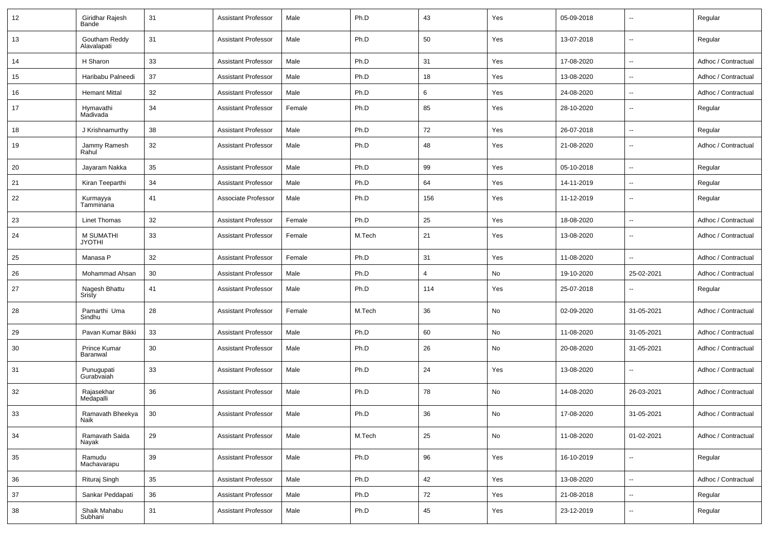| 12 | Giridhar Rajesh Bande | 31 | Assistant Professor | Male | Ph.D | 43 | Yes | 05-09-2018 | -- | Regular |
|---|---|---|---|---|---|---|---|---|---|---|
| 13 | Goutham Reddy Alavalapati | 31 | Assistant Professor | Male | Ph.D | 50 | Yes | 13-07-2018 | -- | Regular |
| 14 | H Sharon | 33 | Assistant Professor | Male | Ph.D | 31 | Yes | 17-08-2020 | -- | Adhoc / Contractual |
| 15 | Haribabu Palneedi | 37 | Assistant Professor | Male | Ph.D | 18 | Yes | 13-08-2020 | -- | Adhoc / Contractual |
| 16 | Hemant Mittal | 32 | Assistant Professor | Male | Ph.D | 6 | Yes | 24-08-2020 | -- | Adhoc / Contractual |
| 17 | Hymavathi Madivada | 34 | Assistant Professor | Female | Ph.D | 85 | Yes | 28-10-2020 | -- | Regular |
| 18 | J Krishnamurthy | 38 | Assistant Professor | Male | Ph.D | 72 | Yes | 26-07-2018 | -- | Regular |
| 19 | Jammy Ramesh Rahul | 32 | Assistant Professor | Male | Ph.D | 48 | Yes | 21-08-2020 | -- | Adhoc / Contractual |
| 20 | Jayaram Nakka | 35 | Assistant Professor | Male | Ph.D | 99 | Yes | 05-10-2018 | -- | Regular |
| 21 | Kiran Teeparthi | 34 | Assistant Professor | Male | Ph.D | 64 | Yes | 14-11-2019 | -- | Regular |
| 22 | Kurmayya Tamminana | 41 | Associate Professor | Male | Ph.D | 156 | Yes | 11-12-2019 | -- | Regular |
| 23 | Linet Thomas | 32 | Assistant Professor | Female | Ph.D | 25 | Yes | 18-08-2020 | -- | Adhoc / Contractual |
| 24 | M SUMATHI JYOTHI | 33 | Assistant Professor | Female | M.Tech | 21 | Yes | 13-08-2020 | -- | Adhoc / Contractual |
| 25 | Manasa P | 32 | Assistant Professor | Female | Ph.D | 31 | Yes | 11-08-2020 | -- | Adhoc / Contractual |
| 26 | Mohammad Ahsan | 30 | Assistant Professor | Male | Ph.D | 4 | No | 19-10-2020 | 25-02-2021 | Adhoc / Contractual |
| 27 | Nagesh Bhattu Sristy | 41 | Assistant Professor | Male | Ph.D | 114 | Yes | 25-07-2018 | -- | Regular |
| 28 | Pamarthi Uma Sindhu | 28 | Assistant Professor | Female | M.Tech | 36 | No | 02-09-2020 | 31-05-2021 | Adhoc / Contractual |
| 29 | Pavan Kumar Bikki | 33 | Assistant Professor | Male | Ph.D | 60 | No | 11-08-2020 | 31-05-2021 | Adhoc / Contractual |
| 30 | Prince Kumar Baranwal | 30 | Assistant Professor | Male | Ph.D | 26 | No | 20-08-2020 | 31-05-2021 | Adhoc / Contractual |
| 31 | Punugupati Gurabvaiah | 33 | Assistant Professor | Male | Ph.D | 24 | Yes | 13-08-2020 | -- | Adhoc / Contractual |
| 32 | Rajasekhar Medapalli | 36 | Assistant Professor | Male | Ph.D | 78 | No | 14-08-2020 | 26-03-2021 | Adhoc / Contractual |
| 33 | Ramavath Bheekya Naik | 30 | Assistant Professor | Male | Ph.D | 36 | No | 17-08-2020 | 31-05-2021 | Adhoc / Contractual |
| 34 | Ramavath Saida Nayak | 29 | Assistant Professor | Male | M.Tech | 25 | No | 11-08-2020 | 01-02-2021 | Adhoc / Contractual |
| 35 | Ramudu Machavarapu | 39 | Assistant Professor | Male | Ph.D | 96 | Yes | 16-10-2019 | -- | Regular |
| 36 | Rituraj Singh | 35 | Assistant Professor | Male | Ph.D | 42 | Yes | 13-08-2020 | -- | Adhoc / Contractual |
| 37 | Sankar Peddapati | 36 | Assistant Professor | Male | Ph.D | 72 | Yes | 21-08-2018 | -- | Regular |
| 38 | Shaik Mahabu Subhani | 31 | Assistant Professor | Male | Ph.D | 45 | Yes | 23-12-2019 | -- | Regular |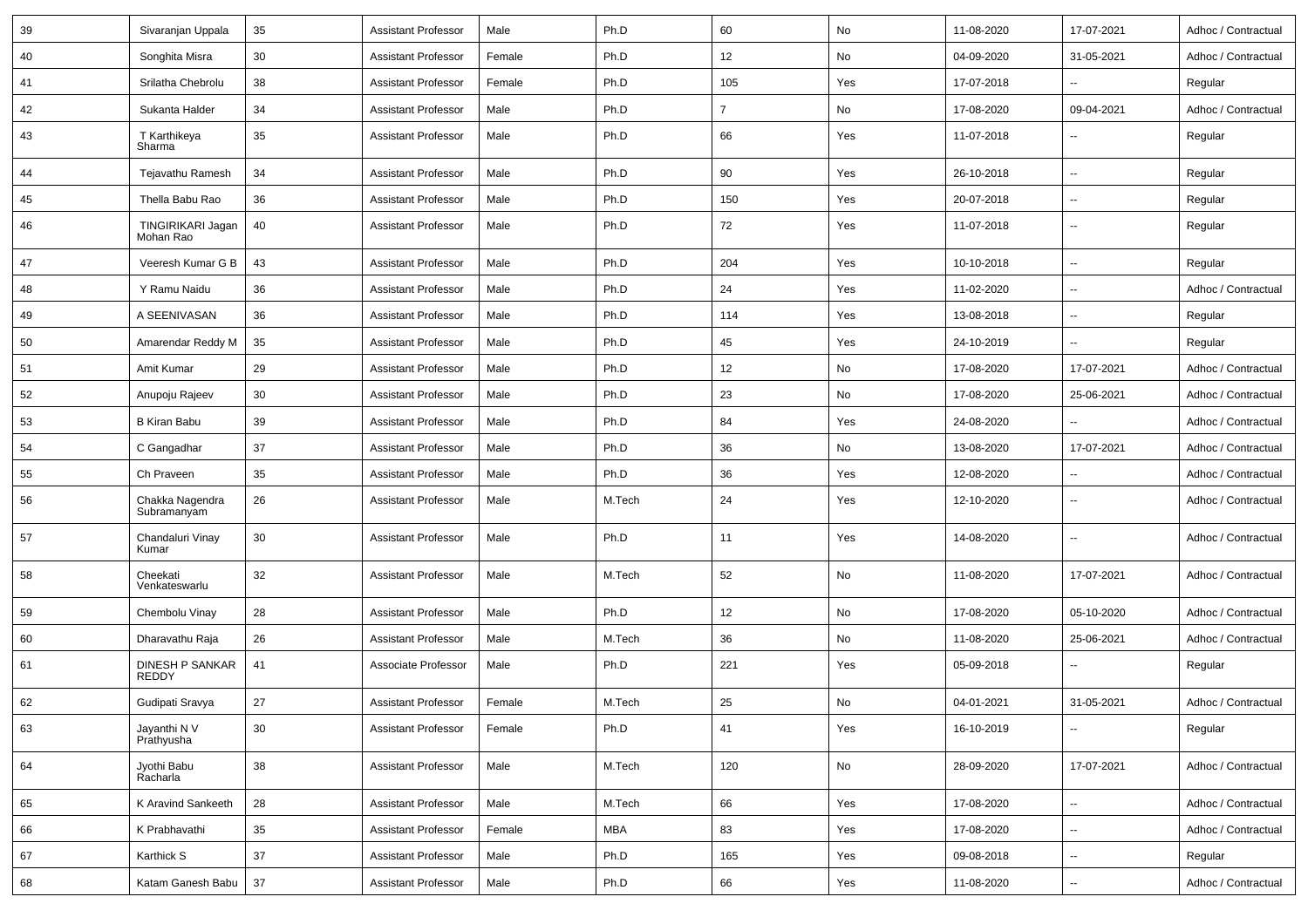| 39 | Sivaranjan Uppala | 35 | Assistant Professor | Male | Ph.D | 60 | No | 11-08-2020 | 17-07-2021 | Adhoc / Contractual |
|---|---|---|---|---|---|---|---|---|---|---|
| 40 | Songhita Misra | 30 | Assistant Professor | Female | Ph.D | 12 | No | 04-09-2020 | 31-05-2021 | Adhoc / Contractual |
| 41 | Srilatha Chebrolu | 38 | Assistant Professor | Female | Ph.D | 105 | Yes | 17-07-2018 | -- | Regular |
| 42 | Sukanta Halder | 34 | Assistant Professor | Male | Ph.D | 7 | No | 17-08-2020 | 09-04-2021 | Adhoc / Contractual |
| 43 | T Karthikeya Sharma | 35 | Assistant Professor | Male | Ph.D | 66 | Yes | 11-07-2018 | -- | Regular |
| 44 | Tejavathu Ramesh | 34 | Assistant Professor | Male | Ph.D | 90 | Yes | 26-10-2018 | -- | Regular |
| 45 | Thella Babu Rao | 36 | Assistant Professor | Male | Ph.D | 150 | Yes | 20-07-2018 | -- | Regular |
| 46 | TINGIRIKARI Jagan Mohan Rao | 40 | Assistant Professor | Male | Ph.D | 72 | Yes | 11-07-2018 | -- | Regular |
| 47 | Veeresh Kumar G B | 43 | Assistant Professor | Male | Ph.D | 204 | Yes | 10-10-2018 | -- | Regular |
| 48 | Y Ramu Naidu | 36 | Assistant Professor | Male | Ph.D | 24 | Yes | 11-02-2020 | -- | Adhoc / Contractual |
| 49 | A SEENIVASAN | 36 | Assistant Professor | Male | Ph.D | 114 | Yes | 13-08-2018 | -- | Regular |
| 50 | Amarendar Reddy M | 35 | Assistant Professor | Male | Ph.D | 45 | Yes | 24-10-2019 | -- | Regular |
| 51 | Amit Kumar | 29 | Assistant Professor | Male | Ph.D | 12 | No | 17-08-2020 | 17-07-2021 | Adhoc / Contractual |
| 52 | Anupoju Rajeev | 30 | Assistant Professor | Male | Ph.D | 23 | No | 17-08-2020 | 25-06-2021 | Adhoc / Contractual |
| 53 | B Kiran Babu | 39 | Assistant Professor | Male | Ph.D | 84 | Yes | 24-08-2020 | -- | Adhoc / Contractual |
| 54 | C Gangadhar | 37 | Assistant Professor | Male | Ph.D | 36 | No | 13-08-2020 | 17-07-2021 | Adhoc / Contractual |
| 55 | Ch Praveen | 35 | Assistant Professor | Male | Ph.D | 36 | Yes | 12-08-2020 | -- | Adhoc / Contractual |
| 56 | Chakka Nagendra Subramanyam | 26 | Assistant Professor | Male | M.Tech | 24 | Yes | 12-10-2020 | -- | Adhoc / Contractual |
| 57 | Chandaluri Vinay Kumar | 30 | Assistant Professor | Male | Ph.D | 11 | Yes | 14-08-2020 | -- | Adhoc / Contractual |
| 58 | Cheekati Venkateswarlu | 32 | Assistant Professor | Male | M.Tech | 52 | No | 11-08-2020 | 17-07-2021 | Adhoc / Contractual |
| 59 | Chembolu Vinay | 28 | Assistant Professor | Male | Ph.D | 12 | No | 17-08-2020 | 05-10-2020 | Adhoc / Contractual |
| 60 | Dharavathu Raja | 26 | Assistant Professor | Male | M.Tech | 36 | No | 11-08-2020 | 25-06-2021 | Adhoc / Contractual |
| 61 | DINESH P SANKAR REDDY | 41 | Associate Professor | Male | Ph.D | 221 | Yes | 05-09-2018 | -- | Regular |
| 62 | Gudipati Sravya | 27 | Assistant Professor | Female | M.Tech | 25 | No | 04-01-2021 | 31-05-2021 | Adhoc / Contractual |
| 63 | Jayanthi N V Prathyusha | 30 | Assistant Professor | Female | Ph.D | 41 | Yes | 16-10-2019 | -- | Regular |
| 64 | Jyothi Babu Racharla | 38 | Assistant Professor | Male | M.Tech | 120 | No | 28-09-2020 | 17-07-2021 | Adhoc / Contractual |
| 65 | K Aravind Sankeeth | 28 | Assistant Professor | Male | M.Tech | 66 | Yes | 17-08-2020 | -- | Adhoc / Contractual |
| 66 | K Prabhavathi | 35 | Assistant Professor | Female | MBA | 83 | Yes | 17-08-2020 | -- | Adhoc / Contractual |
| 67 | Karthick S | 37 | Assistant Professor | Male | Ph.D | 165 | Yes | 09-08-2018 | -- | Regular |
| 68 | Katam Ganesh Babu | 37 | Assistant Professor | Male | Ph.D | 66 | Yes | 11-08-2020 | -- | Adhoc / Contractual |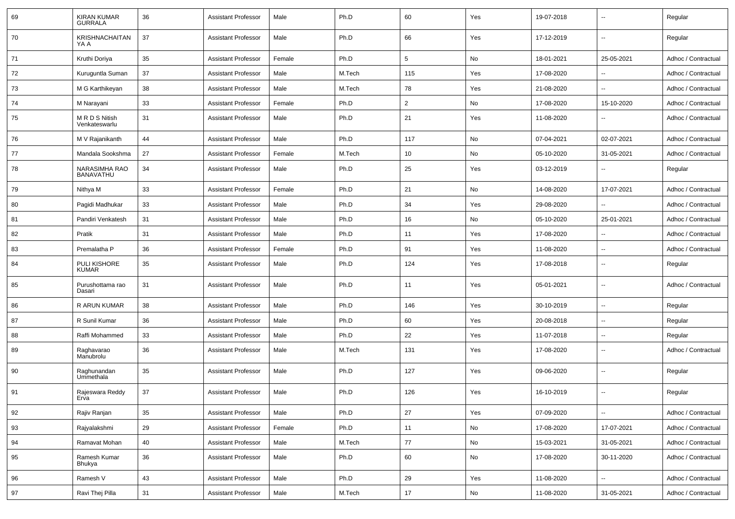| 69 | KIRAN KUMAR GURRALA | 36 | Assistant Professor | Male | Ph.D | 60 | Yes | 19-07-2018 | -- | Regular |
|---|---|---|---|---|---|---|---|---|---|---|
| 70 | KRISHNACHAITAN YA A | 37 | Assistant Professor | Male | Ph.D | 66 | Yes | 17-12-2019 | -- | Regular |
| 71 | Kruthi Doriya | 35 | Assistant Professor | Female | Ph.D | 5 | No | 18-01-2021 | 25-05-2021 | Adhoc / Contractual |
| 72 | Kuruguntla Suman | 37 | Assistant Professor | Male | M.Tech | 115 | Yes | 17-08-2020 | -- | Adhoc / Contractual |
| 73 | M G Karthikeyan | 38 | Assistant Professor | Male | M.Tech | 78 | Yes | 21-08-2020 | -- | Adhoc / Contractual |
| 74 | M Narayani | 33 | Assistant Professor | Female | Ph.D | 2 | No | 17-08-2020 | 15-10-2020 | Adhoc / Contractual |
| 75 | M R D S Nitish Venkateswarlu | 31 | Assistant Professor | Male | Ph.D | 21 | Yes | 11-08-2020 | -- | Adhoc / Contractual |
| 76 | M V Rajanikanth | 44 | Assistant Professor | Male | Ph.D | 117 | No | 07-04-2021 | 02-07-2021 | Adhoc / Contractual |
| 77 | Mandala Sookshma | 27 | Assistant Professor | Female | M.Tech | 10 | No | 05-10-2020 | 31-05-2021 | Adhoc / Contractual |
| 78 | NARASIMHA RAO BANAVATHU | 34 | Assistant Professor | Male | Ph.D | 25 | Yes | 03-12-2019 | -- | Regular |
| 79 | Nithya M | 33 | Assistant Professor | Female | Ph.D | 21 | No | 14-08-2020 | 17-07-2021 | Adhoc / Contractual |
| 80 | Pagidi Madhukar | 33 | Assistant Professor | Male | Ph.D | 34 | Yes | 29-08-2020 | -- | Adhoc / Contractual |
| 81 | Pandiri Venkatesh | 31 | Assistant Professor | Male | Ph.D | 16 | No | 05-10-2020 | 25-01-2021 | Adhoc / Contractual |
| 82 | Pratik | 31 | Assistant Professor | Male | Ph.D | 11 | Yes | 17-08-2020 | -- | Adhoc / Contractual |
| 83 | Premalatha P | 36 | Assistant Professor | Female | Ph.D | 91 | Yes | 11-08-2020 | -- | Adhoc / Contractual |
| 84 | PULI KISHORE KUMAR | 35 | Assistant Professor | Male | Ph.D | 124 | Yes | 17-08-2018 | -- | Regular |
| 85 | Purushottama rao Dasari | 31 | Assistant Professor | Male | Ph.D | 11 | Yes | 05-01-2021 | -- | Adhoc / Contractual |
| 86 | R ARUN KUMAR | 38 | Assistant Professor | Male | Ph.D | 146 | Yes | 30-10-2019 | -- | Regular |
| 87 | R Sunil Kumar | 36 | Assistant Professor | Male | Ph.D | 60 | Yes | 20-08-2018 | -- | Regular |
| 88 | Raffi Mohammed | 33 | Assistant Professor | Male | Ph.D | 22 | Yes | 11-07-2018 | -- | Regular |
| 89 | Raghavarao Manubrolu | 36 | Assistant Professor | Male | M.Tech | 131 | Yes | 17-08-2020 | -- | Adhoc / Contractual |
| 90 | Raghunandan Ummethala | 35 | Assistant Professor | Male | Ph.D | 127 | Yes | 09-06-2020 | -- | Regular |
| 91 | Rajeswara Reddy Erva | 37 | Assistant Professor | Male | Ph.D | 126 | Yes | 16-10-2019 | -- | Regular |
| 92 | Rajiv Ranjan | 35 | Assistant Professor | Male | Ph.D | 27 | Yes | 07-09-2020 | -- | Adhoc / Contractual |
| 93 | Rajyalakshmi | 29 | Assistant Professor | Female | Ph.D | 11 | No | 17-08-2020 | 17-07-2021 | Adhoc / Contractual |
| 94 | Ramavat Mohan | 40 | Assistant Professor | Male | M.Tech | 77 | No | 15-03-2021 | 31-05-2021 | Adhoc / Contractual |
| 95 | Ramesh Kumar Bhukya | 36 | Assistant Professor | Male | Ph.D | 60 | No | 17-08-2020 | 30-11-2020 | Adhoc / Contractual |
| 96 | Ramesh V | 43 | Assistant Professor | Male | Ph.D | 29 | Yes | 11-08-2020 | -- | Adhoc / Contractual |
| 97 | Ravi Thej Pilla | 31 | Assistant Professor | Male | M.Tech | 17 | No | 11-08-2020 | 31-05-2021 | Adhoc / Contractual |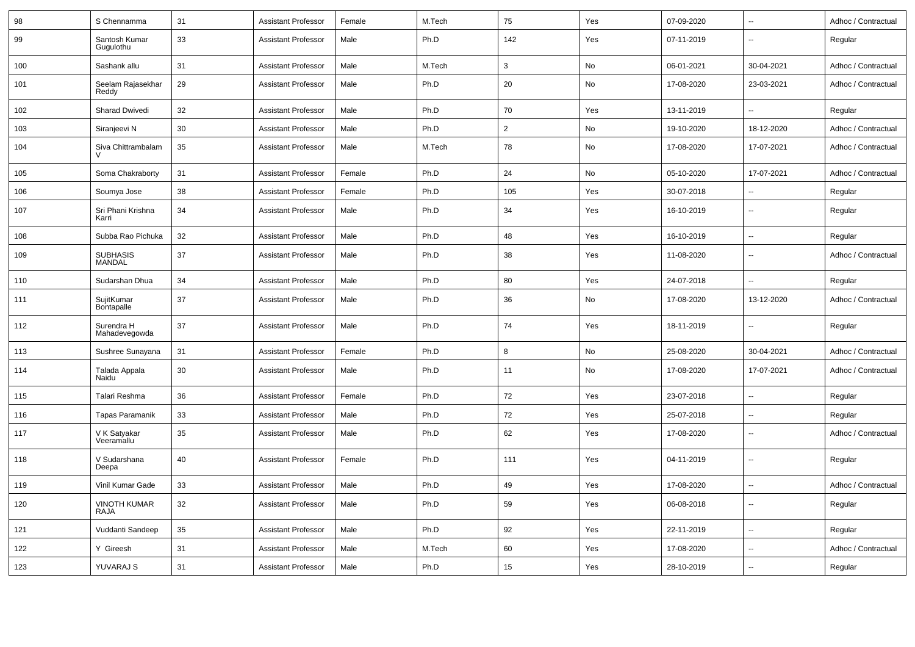| | | | | | | | | | | |
|---|---|---|---|---|---|---|---|---|---|---|
| 98 | S Chennamma | 31 | Assistant Professor | Female | M.Tech | 75 | Yes | 07-09-2020 | -- | Adhoc / Contractual |
| 99 | Santosh Kumar Gugulothu | 33 | Assistant Professor | Male | Ph.D | 142 | Yes | 07-11-2019 | -- | Regular |
| 100 | Sashank allu | 31 | Assistant Professor | Male | M.Tech | 3 | No | 06-01-2021 | 30-04-2021 | Adhoc / Contractual |
| 101 | Seelam Rajasekhar Reddy | 29 | Assistant Professor | Male | Ph.D | 20 | No | 17-08-2020 | 23-03-2021 | Adhoc / Contractual |
| 102 | Sharad Dwivedi | 32 | Assistant Professor | Male | Ph.D | 70 | Yes | 13-11-2019 | -- | Regular |
| 103 | Siranjeevi N | 30 | Assistant Professor | Male | Ph.D | 2 | No | 19-10-2020 | 18-12-2020 | Adhoc / Contractual |
| 104 | Siva Chittrambalam V | 35 | Assistant Professor | Male | M.Tech | 78 | No | 17-08-2020 | 17-07-2021 | Adhoc / Contractual |
| 105 | Soma Chakraborty | 31 | Assistant Professor | Female | Ph.D | 24 | No | 05-10-2020 | 17-07-2021 | Adhoc / Contractual |
| 106 | Soumya Jose | 38 | Assistant Professor | Female | Ph.D | 105 | Yes | 30-07-2018 | -- | Regular |
| 107 | Sri Phani Krishna Karri | 34 | Assistant Professor | Male | Ph.D | 34 | Yes | 16-10-2019 | -- | Regular |
| 108 | Subba Rao Pichuka | 32 | Assistant Professor | Male | Ph.D | 48 | Yes | 16-10-2019 | -- | Regular |
| 109 | SUBHASIS MANDAL | 37 | Assistant Professor | Male | Ph.D | 38 | Yes | 11-08-2020 | -- | Adhoc / Contractual |
| 110 | Sudarshan Dhua | 34 | Assistant Professor | Male | Ph.D | 80 | Yes | 24-07-2018 | -- | Regular |
| 111 | SujitKumar Bontapalle | 37 | Assistant Professor | Male | Ph.D | 36 | No | 17-08-2020 | 13-12-2020 | Adhoc / Contractual |
| 112 | Surendra H Mahadevegowda | 37 | Assistant Professor | Male | Ph.D | 74 | Yes | 18-11-2019 | -- | Regular |
| 113 | Sushree Sunayana | 31 | Assistant Professor | Female | Ph.D | 8 | No | 25-08-2020 | 30-04-2021 | Adhoc / Contractual |
| 114 | Talada Appala Naidu | 30 | Assistant Professor | Male | Ph.D | 11 | No | 17-08-2020 | 17-07-2021 | Adhoc / Contractual |
| 115 | Talari Reshma | 36 | Assistant Professor | Female | Ph.D | 72 | Yes | 23-07-2018 | -- | Regular |
| 116 | Tapas Paramanik | 33 | Assistant Professor | Male | Ph.D | 72 | Yes | 25-07-2018 | -- | Regular |
| 117 | V K Satyakar Veeramallu | 35 | Assistant Professor | Male | Ph.D | 62 | Yes | 17-08-2020 | -- | Adhoc / Contractual |
| 118 | V Sudarshana Deepa | 40 | Assistant Professor | Female | Ph.D | 111 | Yes | 04-11-2019 | -- | Regular |
| 119 | Vinil Kumar Gade | 33 | Assistant Professor | Male | Ph.D | 49 | Yes | 17-08-2020 | -- | Adhoc / Contractual |
| 120 | VINOTH KUMAR RAJA | 32 | Assistant Professor | Male | Ph.D | 59 | Yes | 06-08-2018 | -- | Regular |
| 121 | Vuddanti Sandeep | 35 | Assistant Professor | Male | Ph.D | 92 | Yes | 22-11-2019 | -- | Regular |
| 122 | Y Gireesh | 31 | Assistant Professor | Male | M.Tech | 60 | Yes | 17-08-2020 | -- | Adhoc / Contractual |
| 123 | YUVARAJ S | 31 | Assistant Professor | Male | Ph.D | 15 | Yes | 28-10-2019 | -- | Regular |